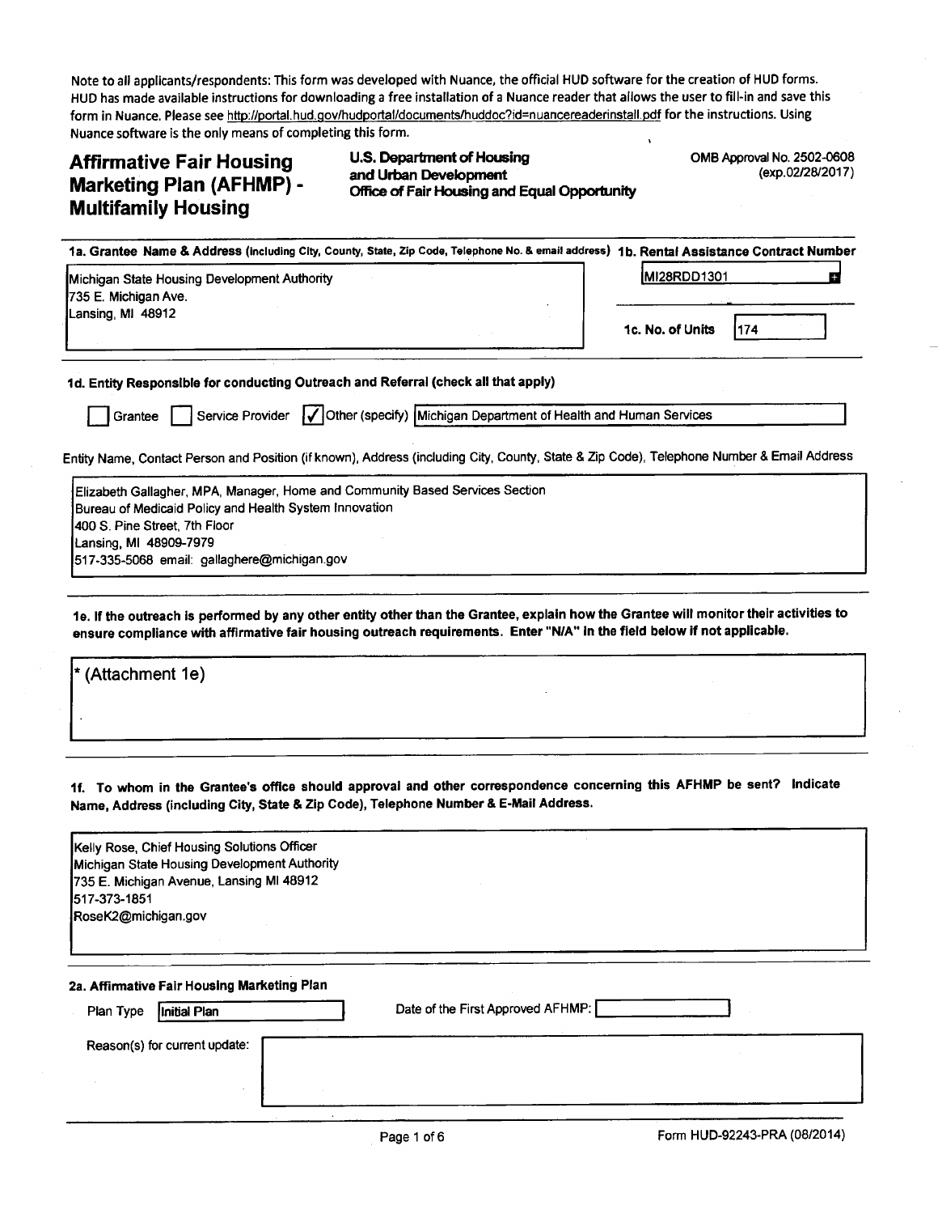Note to all applicants/respondents: This form was developed with Nuance, the official HUD software for the creation of HUD forms. HUD has made available instructions for downloading a free installation of a Nuance reader that allows the user to fill-in and save this form in Nuance. Please see http://portal.hud.gov/hudportal/documents/huddoc?id=nuancereaderinstall.pdf for the instructions. Using Nuance software is the only means of completing this form.

# Affirmative Fair Housing Marketing Plan (AFHMP) - Multifamily Housing

**U.S. Department of Housing and Urban Development**
**Office of Fair Housing and Equal Opportunity**

OMB Approval No. 2502-0608
(exp.02/28/2017)

**1a. Grantee Name & Address (including City, County, State, Zip Code, Telephone No. & email address)**

Michigan State Housing Development Authority
735 E. Michigan Ave.
Lansing, MI 48912

**1b. Rental Assistance Contract Number**

MI28RDD1301

**1c. No. of Units** 174

**1d. Entity Responsible for conducting Outreach and Referral (check all that apply)**

☐ Grantee ☐ Service Provider ☑ Other (specify) Michigan Department of Health and Human Services

Entity Name, Contact Person and Position (if known), Address (including City, County, State & Zip Code), Telephone Number & Email Address

Elizabeth Gallagher, MPA, Manager, Home and Community Based Services Section
Bureau of Medicaid Policy and Health System Innovation
400 S. Pine Street, 7th Floor
Lansing, MI 48909-7979
517-335-5068 email: gallaghere@michigan.gov

**1e. If the outreach is performed by any other entity other than the Grantee, explain how the Grantee will monitor their activities to ensure compliance with affirmative fair housing outreach requirements. Enter "N/A" in the field below if not applicable.**

* (Attachment 1e)

**1f. To whom in the Grantee's office should approval and other correspondence concerning this AFHMP be sent? Indicate Name, Address (including City, State & Zip Code), Telephone Number & E-Mail Address.**

Kelly Rose, Chief Housing Solutions Officer
Michigan State Housing Development Authority
735 E. Michigan Avenue, Lansing MI 48912
517-373-1851
RoseK2@michigan.gov

**2a. Affirmative Fair Housing Marketing Plan**

Plan Type: Initial Plan

Date of the First Approved AFHMP:

Reason(s) for current update:

Form HUD-92243-PRA (08/2014)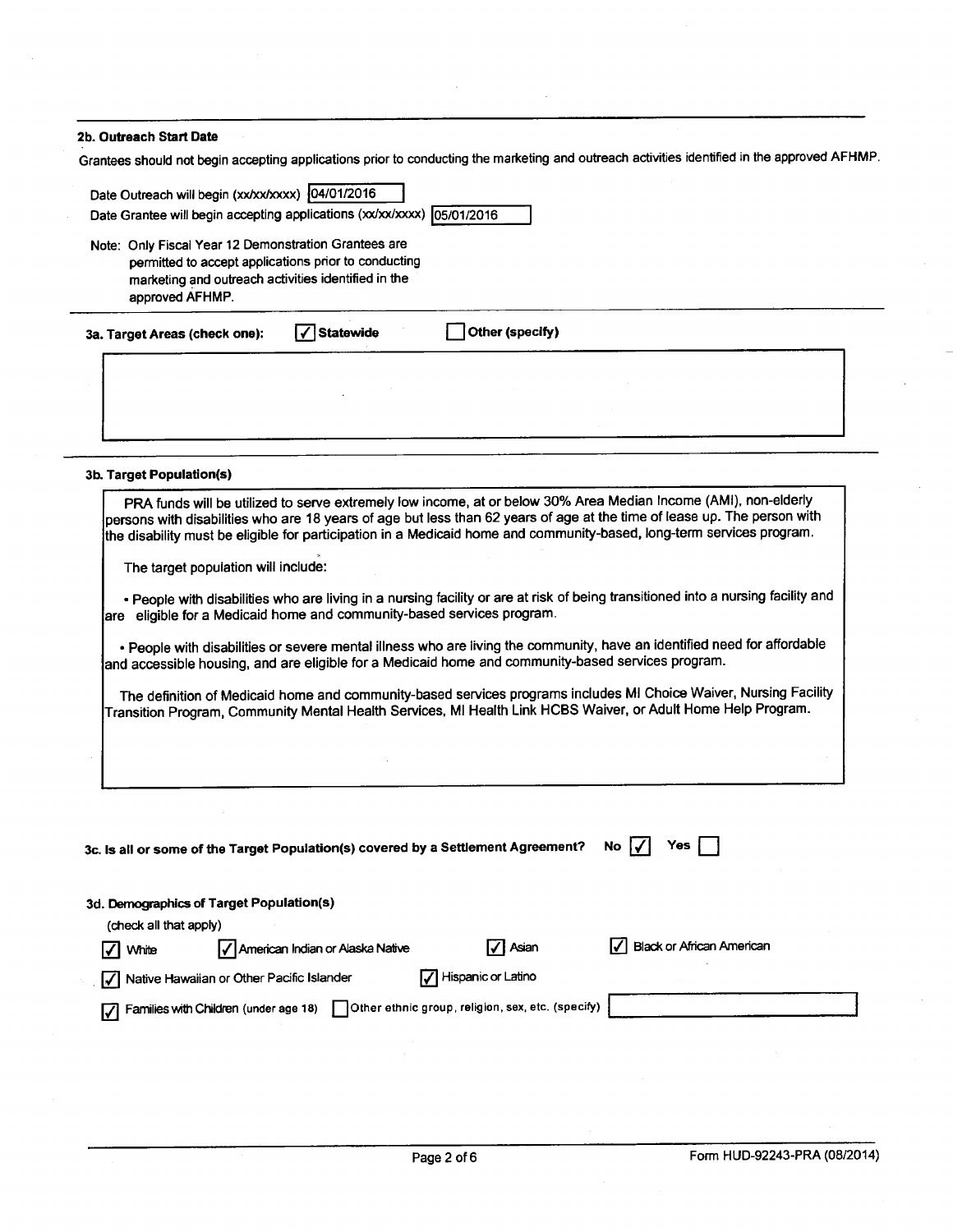### 2b. Outreach Start Date

Grantees should not begin accepting applications prior to conducting the marketing and outreach activities identified in the approved AFHMP.

Date Outreach will begin (xx/xx/xxxx) 04/01/2016

Date Grantee will begin accepting applications (xx/xx/xxxx) 05/01/2016

Note: Only Fiscal Year 12 Demonstration Grantees are permitted to accept applications prior to conducting marketing and outreach activities identified in the approved AFHMP.

### 3a. Target Areas (check one):

☑ Statewide ☐ Other (specify)

### 3b. Target Population(s)

PRA funds will be utilized to serve extremely low income, at or below 30% Area Median Income (AMI), non-elderly persons with disabilities who are 18 years of age but less than 62 years of age at the time of lease up. The person with the disability must be eligible for participation in a Medicaid home and community-based, long-term services program.

The target population will include:

- People with disabilities who are living in a nursing facility or are at risk of being transitioned into a nursing facility and are eligible for a Medicaid home and community-based services program.
- People with disabilities or severe mental illness who are living the community, have an identified need for affordable and accessible housing, and are eligible for a Medicaid home and community-based services program.

The definition of Medicaid home and community-based services programs includes MI Choice Waiver, Nursing Facility Transition Program, Community Mental Health Services, MI Health Link HCBS Waiver, or Adult Home Help Program.

### 3c. Is all or some of the Target Population(s) covered by a Settlement Agreement?

No ☑ Yes ☐

### 3d. Demographics of Target Population(s)

(check all that apply)

☑ White ☑ American Indian or Alaska Native ☑ Asian ☑ Black or African American

☑ Native Hawaiian or Other Pacific Islander ☑ Hispanic or Latino

☑ Families with Children (under age 18) ☐ Other ethnic group, religion, sex, etc. (specify)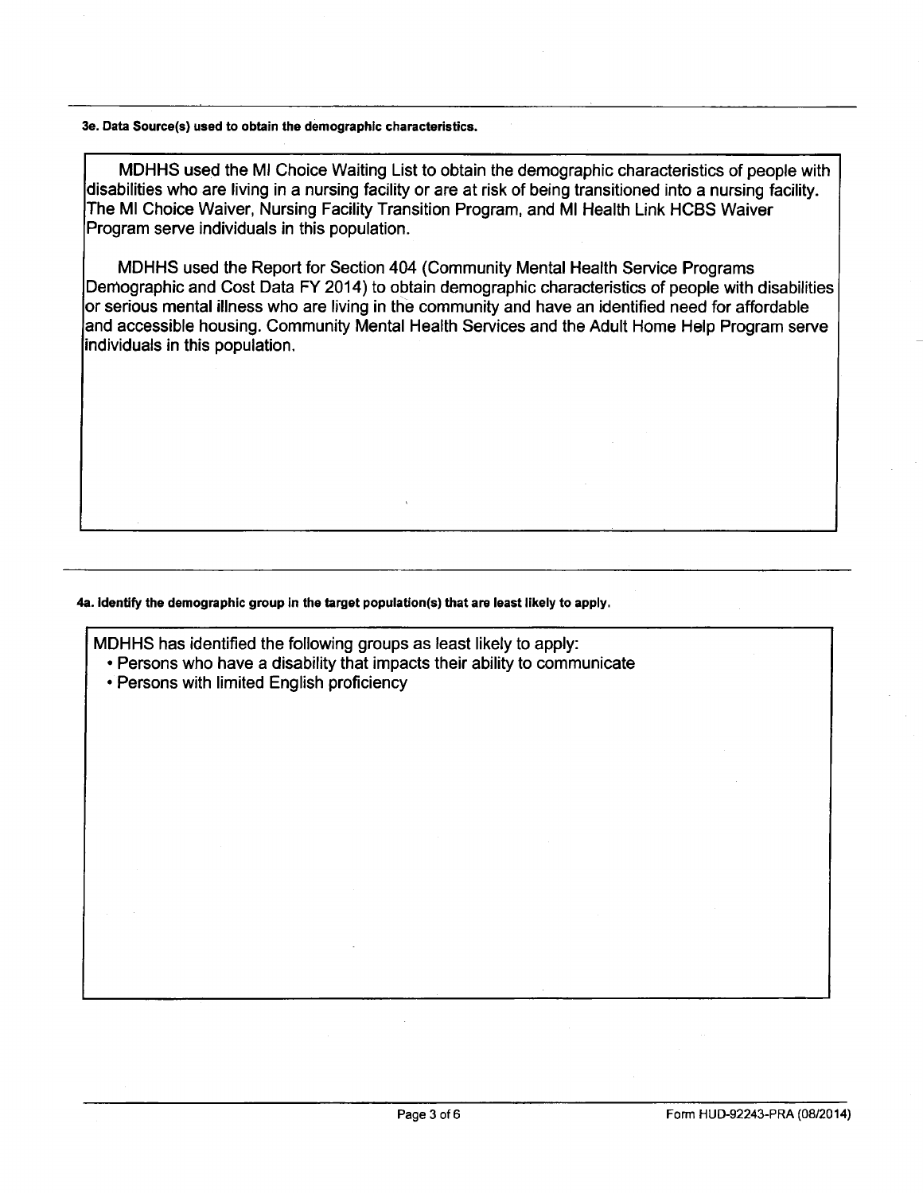**3e. Data Source(s) used to obtain the demographic characteristics.**

MDHHS used the MI Choice Waiting List to obtain the demographic characteristics of people with disabilities who are living in a nursing facility or are at risk of being transitioned into a nursing facility. The MI Choice Waiver, Nursing Facility Transition Program, and MI Health Link HCBS Waiver Program serve individuals in this population.

MDHHS used the Report for Section 404 (Community Mental Health Service Programs Demographic and Cost Data FY 2014) to obtain demographic characteristics of people with disabilities or serious mental illness who are living in the community and have an identified need for affordable and accessible housing. Community Mental Health Services and the Adult Home Help Program serve individuals in this population.

**4a. Identify the demographic group in the target population(s) that are least likely to apply.**

MDHHS has identified the following groups as least likely to apply:

- Persons who have a disability that impacts their ability to communicate
- Persons with limited English proficiency

Form HUD-92243-PRA (08/2014)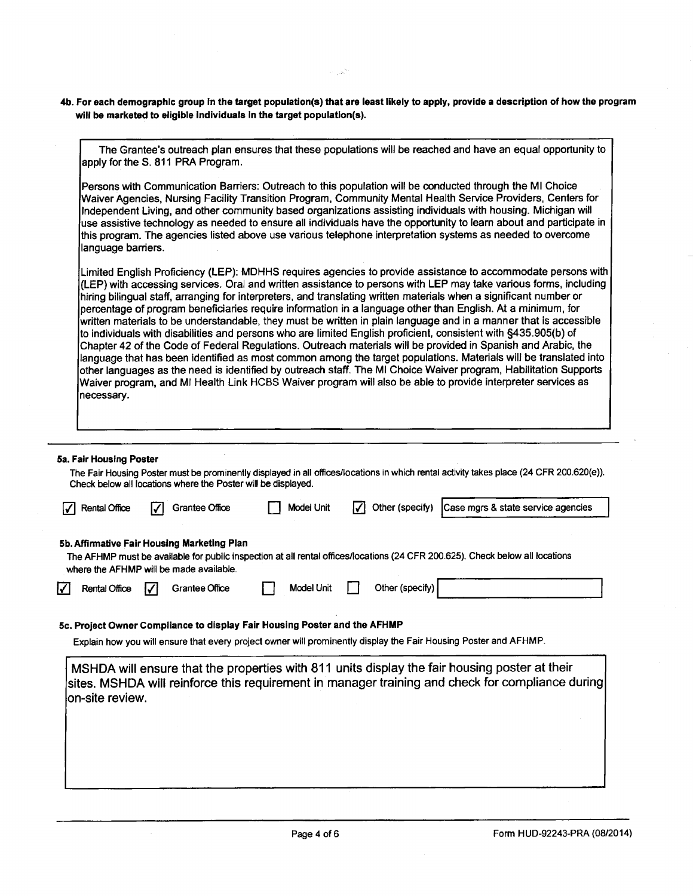**4b. For each demographic group in the target population(s) that are least likely to apply, provide a description of how the program will be marketed to eligible individuals in the target population(s).**

The Grantee's outreach plan ensures that these populations will be reached and have an equal opportunity to apply for the S. 811 PRA Program.

Persons with Communication Barriers: Outreach to this population will be conducted through the MI Choice Waiver Agencies, Nursing Facility Transition Program, Community Mental Health Service Providers, Centers for Independent Living, and other community based organizations assisting individuals with housing. Michigan will use assistive technology as needed to ensure all individuals have the opportunity to learn about and participate in this program. The agencies listed above use various telephone interpretation systems as needed to overcome language barriers.

Limited English Proficiency (LEP): MDHHS requires agencies to provide assistance to accommodate persons with (LEP) with accessing services. Oral and written assistance to persons with LEP may take various forms, including hiring bilingual staff, arranging for interpreters, and translating written materials when a significant number or percentage of program beneficiaries require information in a language other than English. At a minimum, for written materials to be understandable, they must be written in plain language and in a manner that is accessible to individuals with disabilities and persons who are limited English proficient, consistent with §435.905(b) of Chapter 42 of the Code of Federal Regulations. Outreach materials will be provided in Spanish and Arabic, the language that has been identified as most common among the target populations. Materials will be translated into other languages as the need is identified by outreach staff. The MI Choice Waiver program, Habilitation Supports Waiver program, and MI Health Link HCBS Waiver program will also be able to provide interpreter services as necessary.

**5a. Fair Housing Poster**

The Fair Housing Poster must be prominently displayed in all offices/locations in which rental activity takes place (24 CFR 200.620(e)). Check below all locations where the Poster will be displayed.

- [x] Rental Office
- [x] Grantee Office
- [ ] Model Unit
- [x] Other (specify) Case mgrs & state service agencies

**5b. Affirmative Fair Housing Marketing Plan**

The AFHMP must be available for public inspection at all rental offices/locations (24 CFR 200.625). Check below all locations where the AFHMP will be made available.

- [x] Rental Office
- [x] Grantee Office
- [ ] Model Unit
- [ ] Other (specify)

**5c. Project Owner Compliance to display Fair Housing Poster and the AFHMP**

Explain how you will ensure that every project owner will prominently display the Fair Housing Poster and AFHMP.

MSHDA will ensure that the properties with 811 units display the fair housing poster at their sites. MSHDA will reinforce this requirement in manager training and check for compliance during on-site review.

Form HUD-92243-PRA (08/2014)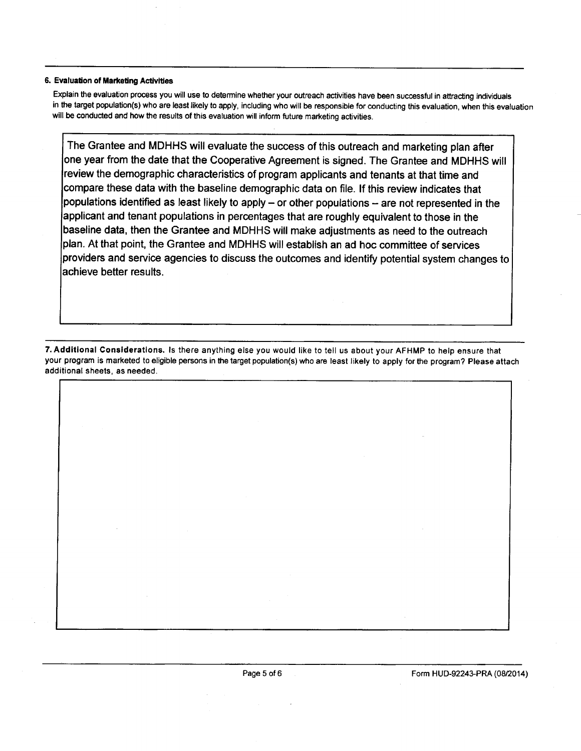**6. Evaluation of Marketing Activities**

Explain the evaluation process you will use to determine whether your outreach activities have been successful in attracting individuals in the target population(s) who are least likely to apply, including who will be responsible for conducting this evaluation, when this evaluation will be conducted and how the results of this evaluation will inform future marketing activities.

The Grantee and MDHHS will evaluate the success of this outreach and marketing plan after one year from the date that the Cooperative Agreement is signed. The Grantee and MDHHS will review the demographic characteristics of program applicants and tenants at that time and compare these data with the baseline demographic data on file. If this review indicates that populations identified as least likely to apply – or other populations – are not represented in the applicant and tenant populations in percentages that are roughly equivalent to those in the baseline data, then the Grantee and MDHHS will make adjustments as need to the outreach plan. At that point, the Grantee and MDHHS will establish an ad hoc committee of services providers and service agencies to discuss the outcomes and identify potential system changes to achieve better results.

**7. Additional Considerations.** Is there anything else you would like to tell us about your AFHMP to help ensure that your program is marketed to eligible persons in the target population(s) who are least likely to apply for the program? Please attach additional sheets, as needed.

Form HUD-92243-PRA (08/2014)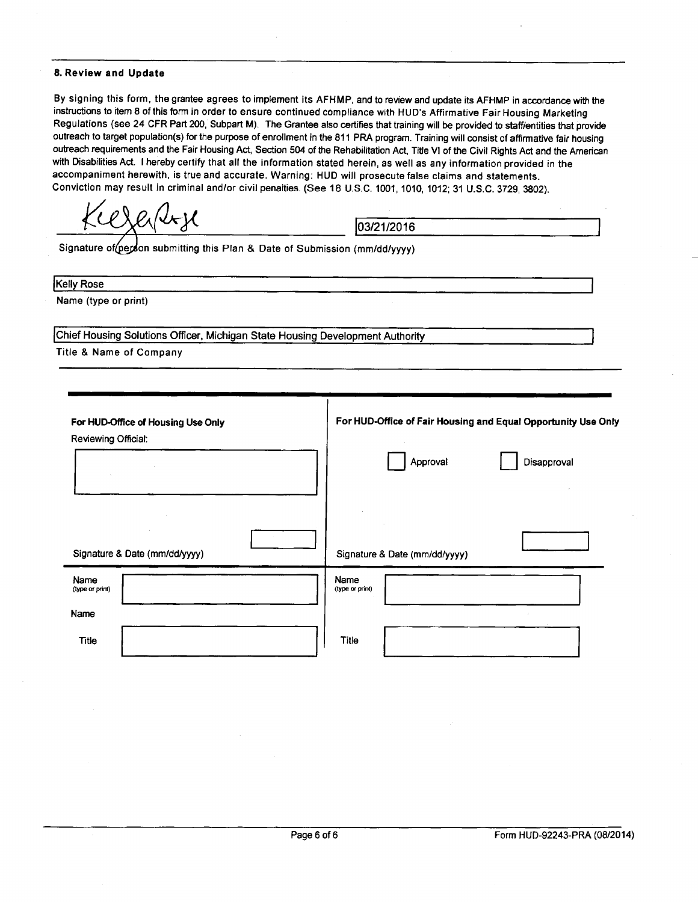### 8. Review and Update

By signing this form, the grantee agrees to implement its AFHMP, and to review and update its AFHMP in accordance with the instructions to item 8 of this form in order to ensure continued compliance with HUD's Affirmative Fair Housing Marketing Regulations (see 24 CFR Part 200, Subpart M). The Grantee also certifies that training will be provided to staff/entities that provide outreach to target population(s) for the purpose of enrollment in the 811 PRA program. Training will consist of affirmative fair housing outreach requirements and the Fair Housing Act, Section 504 of the Rehabilitation Act, Title VI of the Civil Rights Act and the American with Disabilities Act. I hereby certify that all the information stated herein, as well as any information provided in the accompaniment herewith, is true and accurate. Warning: HUD will prosecute false claims and statements. Conviction may result in criminal and/or civil penalties. (See 18 U.S.C. 1001, 1010, 1012; 31 U.S.C. 3729, 3802).

Kelly Rose (signature) | 03/21/2016

Signature of person submitting this Plan & Date of Submission (mm/dd/yyyy)

Kelly Rose

Name (type or print)

Chief Housing Solutions Officer, Michigan State Housing Development Authority

Title & Name of Company

| For HUD-Office of Housing Use Only | For HUD-Office of Fair Housing and Equal Opportunity Use Only |
|---|---|
| Reviewing Official: | ☐ Approval ☐ Disapproval |
| Signature & Date (mm/dd/yyyy) | Signature & Date (mm/dd/yyyy) |
| Name (type or print) | Name (type or print) |
| Name | |
| Title | Title |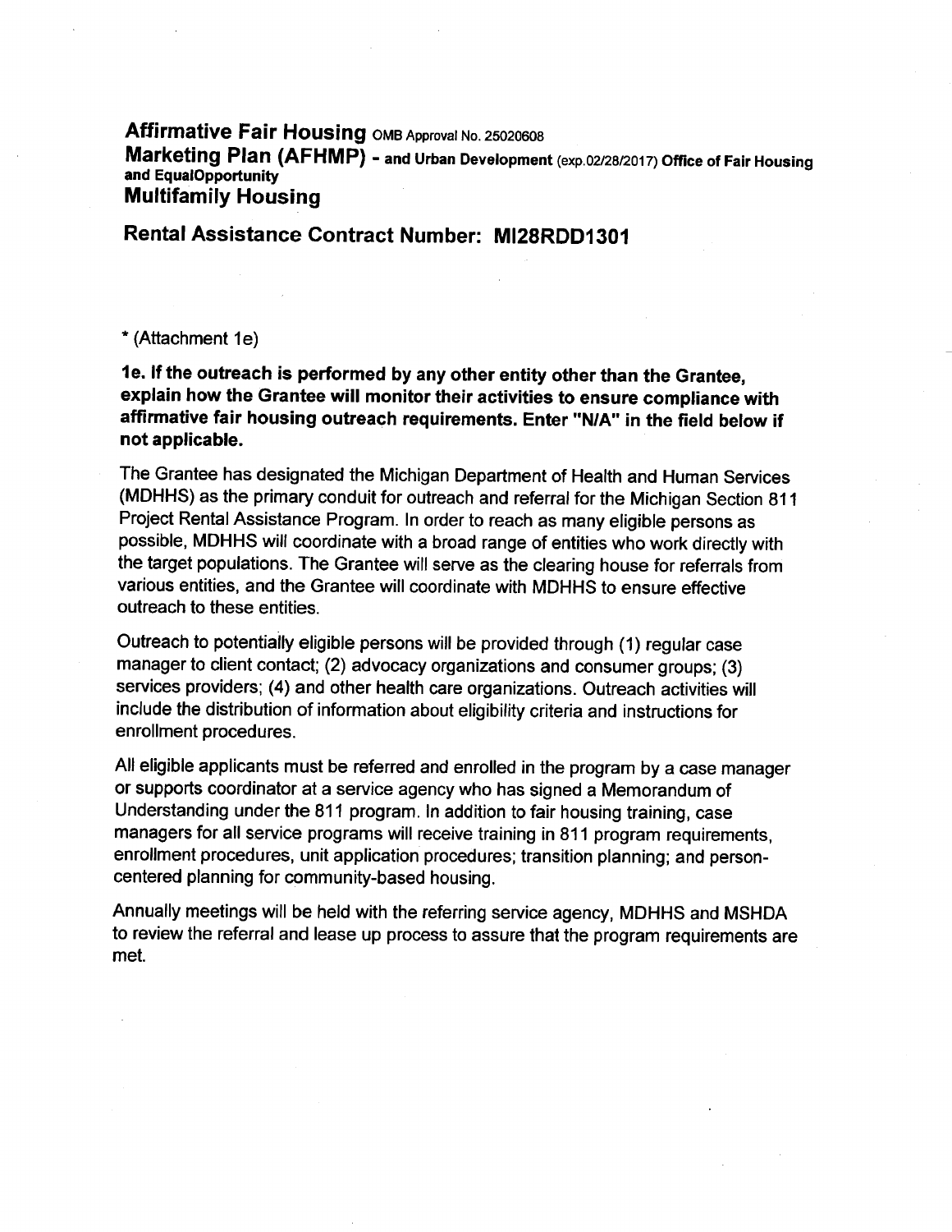**Affirmative Fair Housing** OMB Approval No. 25020608
**Marketing Plan (AFHMP) - and Urban Development** (exp.02/28/2017) **Office of Fair Housing and EqualOpportunity**
**Multifamily Housing**

## Rental Assistance Contract Number: MI28RDD1301

* (Attachment 1e)

**1e. If the outreach is performed by any other entity other than the Grantee, explain how the Grantee will monitor their activities to ensure compliance with affirmative fair housing outreach requirements. Enter "N/A" in the field below if not applicable.**

The Grantee has designated the Michigan Department of Health and Human Services (MDHHS) as the primary conduit for outreach and referral for the Michigan Section 811 Project Rental Assistance Program. In order to reach as many eligible persons as possible, MDHHS will coordinate with a broad range of entities who work directly with the target populations. The Grantee will serve as the clearing house for referrals from various entities, and the Grantee will coordinate with MDHHS to ensure effective outreach to these entities.

Outreach to potentially eligible persons will be provided through (1) regular case manager to client contact; (2) advocacy organizations and consumer groups; (3) services providers; (4) and other health care organizations. Outreach activities will include the distribution of information about eligibility criteria and instructions for enrollment procedures.

All eligible applicants must be referred and enrolled in the program by a case manager or supports coordinator at a service agency who has signed a Memorandum of Understanding under the 811 program. In addition to fair housing training, case managers for all service programs will receive training in 811 program requirements, enrollment procedures, unit application procedures; transition planning; and person-centered planning for community-based housing.

Annually meetings will be held with the referring service agency, MDHHS and MSHDA to review the referral and lease up process to assure that the program requirements are met.